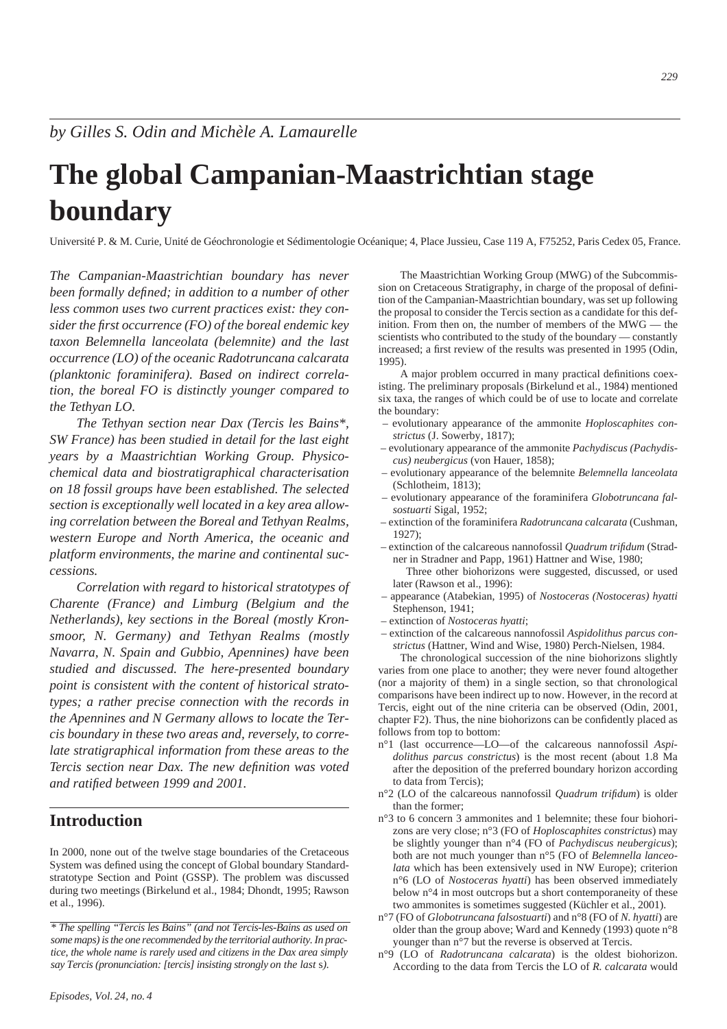*by Gilles S. Odin and Michèle A. Lamaurelle*

# The global Campanian-Maastrichtian stage boundary

Université P. & M. Curie, Unité de Géochronologie et Sédimentologie Océanique; 4, Place Jussieu, Case 119 A, F75252, Paris Cedex 05, France.

*The Campanian-Maastrichtian boundary has never been formally defined; in addition to a number of other less common uses two current practices exist: they consider the first occurrence (FO) of the boreal endemic key taxon Belemnella lanceolata (belemnite) and the last occurrence (LO) of the oceanic Radotruncana calcarata (planktonic foraminifera). Based on indirect correlation, the boreal FO is distinctly younger compared to the Tethyan LO.*

*The Tethyan section near Dax (Tercis les Bains\*, SW France) has been studied in detail for the last eight years by a Maastrichtian Working Group. Physico-chemical data and biostratigraphical characterisation on 18 fossil groups have been established. The selected section is exceptionally well located in a key area allowing correlation between the Boreal and Tethyan Realms, western Europe and North America, the oceanic and platform environments, the marine and continental successions.*

*Correlation with regard to historical stratotypes of Charente (France) and Limburg (Belgium and the Netherlands), key sections in the Boreal (mostly Kronsmoor, N. Germany) and Tethyan Realms (mostly Navarra, N. Spain and Gubbio, Apennines) have been studied and discussed. The here-presented boundary point is consistent with the content of historical stratotypes; a rather precise connection with the records in the Apennines and N Germany allows to locate the Tercis boundary in these two areas and, reversely, to correlate stratigraphical information from these areas to the Tercis section near Dax. The new definition was voted and ratified between 1999 and 2001.*

## Introduction

In 2000, none out of the twelve stage boundaries of the Cretaceous System was defined using the concept of Global boundary Standard-stratotype Section and Point (GSSP). The problem was discussed during two meetings (Birkelund et al., 1984; Dhondt, 1995; Rawson et al., 1996).

*\* The spelling "Tercis les Bains" (and not Tercis-les-Bains as used on some maps) is the one recommended by the territorial authority. In practice, the whole name is rarely used and citizens in the Dax area simply say Tercis (pronunciation: [tercis] insisting strongly on the last s).*

The Maastrichtian Working Group (MWG) of the Subcommission on Cretaceous Stratigraphy, in charge of the proposal of definition of the Campanian-Maastrichtian boundary, was set up following the proposal to consider the Tercis section as a candidate for this definition. From then on, the number of members of the MWG — the scientists who contributed to the study of the boundary — constantly increased; a first review of the results was presented in 1995 (Odin, 1995).

A major problem occurred in many practical definitions coexisting. The preliminary proposals (Birkelund et al., 1984) mentioned six taxa, the ranges of which could be of use to locate and correlate the boundary:

- evolutionary appearance of the ammonite *Hoploscaphites constrictus* (J. Sowerby, 1817);
- evolutionary appearance of the ammonite *Pachydiscus (Pachydiscus) neubergicus* (von Hauer, 1858);
- evolutionary appearance of the belemnite *Belemnella lanceolata* (Schlotheim, 1813);
- evolutionary appearance of the foraminifera *Globotruncana falsostuarti* Sigal, 1952;
- extinction of the foraminifera *Radotruncana calcarata* (Cushman, 1927);
- extinction of the calcareous nannofossil *Quadrum trifidum* (Stradner in Stradner and Papp, 1961) Hattner and Wise, 1980;

Three other biohorizons were suggested, discussed, or used later (Rawson et al., 1996):

- appearance (Atabekian, 1995) of *Nostoceras (Nostoceras) hyatti* Stephenson, 1941;
- extinction of *Nostoceras hyatti*;
- extinction of the calcareous nannofossil *Aspidolithus parcus constrictus* (Hattner, Wind and Wise, 1980) Perch-Nielsen, 1984.

The chronological succession of the nine biohorizons slightly varies from one place to another; they were never found altogether (nor a majority of them) in a single section, so that chronological comparisons have been indirect up to now. However, in the record at Tercis, eight out of the nine criteria can be observed (Odin, 2001, chapter F2). Thus, the nine biohorizons can be confidently placed as follows from top to bottom:

- n°1 (last occurrence—LO—of the calcareous nannofossil *Aspidolithus parcus constrictus*) is the most recent (about 1.8 Ma after the deposition of the preferred boundary horizon according to data from Tercis);
- n°2 (LO of the calcareous nannofossil *Quadrum trifidum*) is older than the former;
- n°3 to 6 concern 3 ammonites and 1 belemnite; these four biohorizons are very close; n°3 (FO of *Hoploscaphites constrictus*) may be slightly younger than n°4 (FO of *Pachydiscus neubergicus*); both are not much younger than n°5 (FO of *Belemnella lanceolata* which has been extensively used in NW Europe); criterion n°6 (LO of *Nostoceras hyatti*) has been observed immediately below n°4 in most outcrops but a short contemporaneity of these two ammonites is sometimes suggested (Küchler et al., 2001).
- n°7 (FO of *Globotruncana falsostuarti*) and n°8 (FO of *N. hyatti*) are older than the group above; Ward and Kennedy (1993) quote n°8 younger than n°7 but the reverse is observed at Tercis.
- n°9 (LO of *Radotruncana calcarata*) is the oldest biohorizon. According to the data from Tercis the LO of *R. calcarata* would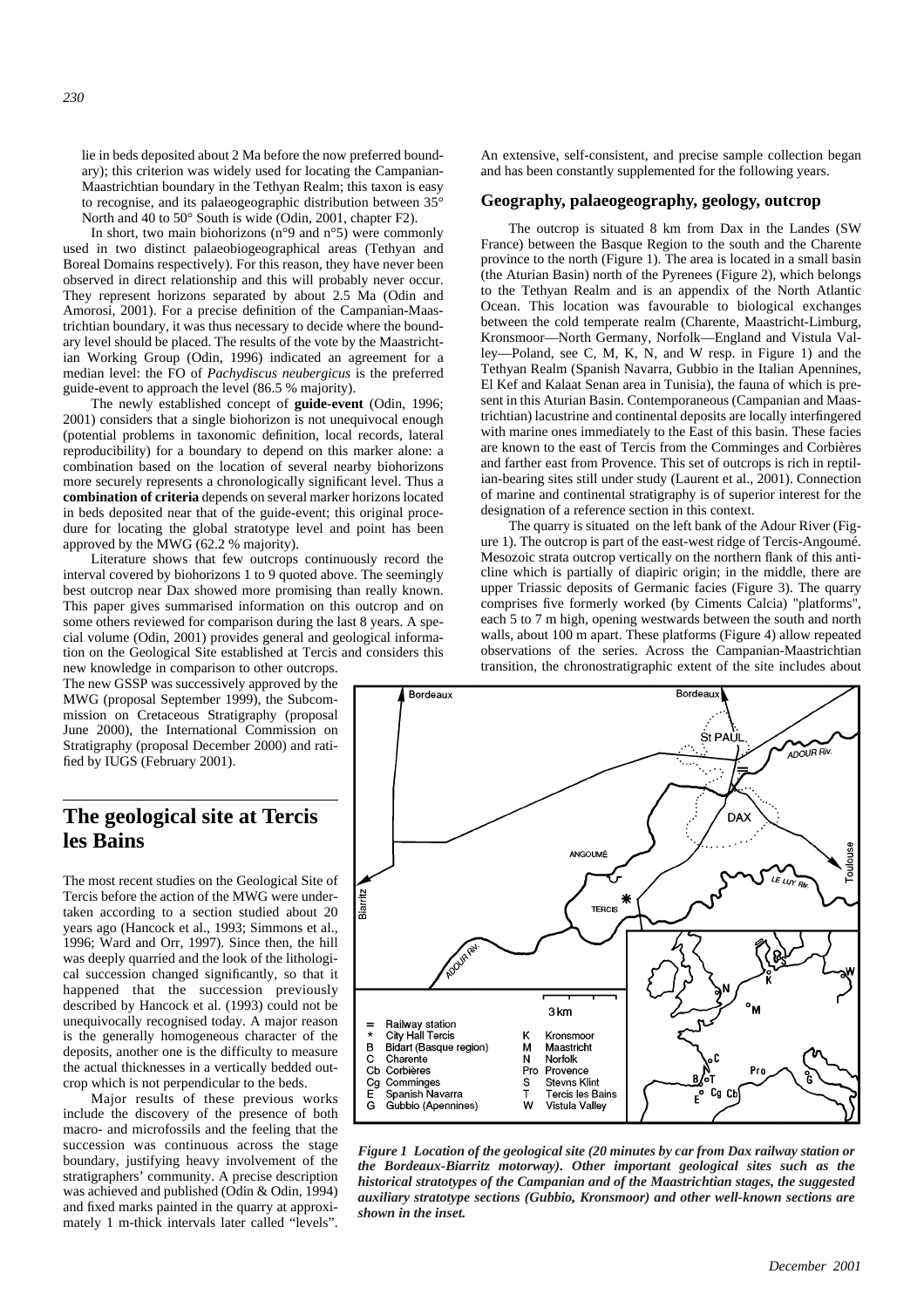lie in beds deposited about 2 Ma before the now preferred boundary); this criterion was widely used for locating the Campanian-Maastrichtian boundary in the Tethyan Realm; this taxon is easy to recognise, and its palaeogeographic distribution between 35° North and 40 to 50° South is wide (Odin, 2001, chapter F2).

In short, two main biohorizons (n°9 and n°5) were commonly used in two distinct palaeobiogeographical areas (Tethyan and Boreal Domains respectively). For this reason, they have never been observed in direct relationship and this will probably never occur. They represent horizons separated by about 2.5 Ma (Odin and Amorosi, 2001). For a precise definition of the Campanian-Maastrichtian boundary, it was thus necessary to decide where the boundary level should be placed. The results of the vote by the Maastrichtian Working Group (Odin, 1996) indicated an agreement for a median level: the FO of *Pachydiscus neubergicus* is the preferred guide-event to approach the level (86.5 % majority).

The newly established concept of **guide-event** (Odin, 1996; 2001) considers that a single biohorizon is not unequivocal enough (potential problems in taxonomic definition, local records, lateral reproducibility) for a boundary to depend on this marker alone: a combination based on the location of several nearby biohorizons more securely represents a chronologically significant level. Thus a **combination of criteria** depends on several marker horizons located in beds deposited near that of the guide-event; this original procedure for locating the global stratotype level and point has been approved by the MWG (62.2 % majority).

Literature shows that few outcrops continuously record the interval covered by biohorizons 1 to 9 quoted above. The seemingly best outcrop near Dax showed more promising than really known. This paper gives summarised information on this outcrop and on some others reviewed for comparison during the last 8 years. A special volume (Odin, 2001) provides general and geological information on the Geological Site established at Tercis and considers this new knowledge in comparison to other outcrops. The new GSSP was successively approved by the MWG (proposal September 1999), the Subcommission on Cretaceous Stratigraphy (proposal June 2000), the International Commission on Stratigraphy (proposal December 2000) and ratified by IUGS (February 2001).

# The geological site at Tercis les Bains

The most recent studies on the Geological Site of Tercis before the action of the MWG were undertaken according to a section studied about 20 years ago (Hancock et al., 1993; Simmons et al., 1996; Ward and Orr, 1997). Since then, the hill was deeply quarried and the look of the lithological succession changed significantly, so that it happened that the succession previously described by Hancock et al. (1993) could not be unequivocally recognised today. A major reason is the generally homogeneous character of the deposits, another one is the difficulty to measure the actual thicknesses in a vertically bedded outcrop which is not perpendicular to the beds.

Major results of these previous works include the discovery of the presence of both macro- and microfossils and the feeling that the succession was continuous across the stage boundary, justifying heavy involvement of the stratigraphers' community. A precise description was achieved and published (Odin & Odin, 1994) and fixed marks painted in the quarry at approximately 1 m-thick intervals later called "levels". An extensive, self-consistent, and precise sample collection began and has been constantly supplemented for the following years.

## Geography, palaeogeography, geology, outcrop

The outcrop is situated 8 km from Dax in the Landes (SW France) between the Basque Region to the south and the Charente province to the north (Figure 1). The area is located in a small basin (the Aturian Basin) north of the Pyrenees (Figure 2), which belongs to the Tethyan Realm and is an appendix of the North Atlantic Ocean. This location was favourable to biological exchanges between the cold temperate realm (Charente, Maastricht-Limburg, Kronsmoor—North Germany, Norfolk—England and Vistula Valley—Poland, see C, M, K, N, and W resp. in Figure 1) and the Tethyan Realm (Spanish Navarra, Gubbio in the Italian Apennines, El Kef and Kalaat Senan area in Tunisia), the fauna of which is present in this Aturian Basin. Contemporaneous (Campanian and Maastrichtian) lacustrine and continental deposits are locally interfingered with marine ones immediately to the East of this basin. These facies are known to the east of Tercis from the Comminges and Corbières and farther east from Provence. This set of outcrops is rich in reptilian-bearing sites still under study (Laurent et al., 2001). Connection of marine and continental stratigraphy is of superior interest for the designation of a reference section in this context.

The quarry is situated on the left bank of the Adour River (Figure 1). The outcrop is part of the east-west ridge of Tercis-Angoumé. Mesozoic strata outcrop vertically on the northern flank of this anticline which is partially of diapiric origin; in the middle, there are upper Triassic deposits of Germanic facies (Figure 3). The quarry comprises five formerly worked (by Ciments Calcia) "platforms", each 5 to 7 m high, opening westwards between the south and north walls, about 100 m apart. These platforms (Figure 4) allow repeated observations of the series. Across the Campanian-Maastrichtian transition, the chronostratigraphic extent of the site includes about

*Figure 1 Location of the geological site (20 minutes by car from Dax railway station or the Bordeaux-Biarritz motorway). Other important geological sites such as the historical stratotypes of the Campanian and of the Maastrichtian stages, the suggested auxiliary stratotype sections (Gubbio, Kronsmoor) and other well-known sections are shown in the inset.*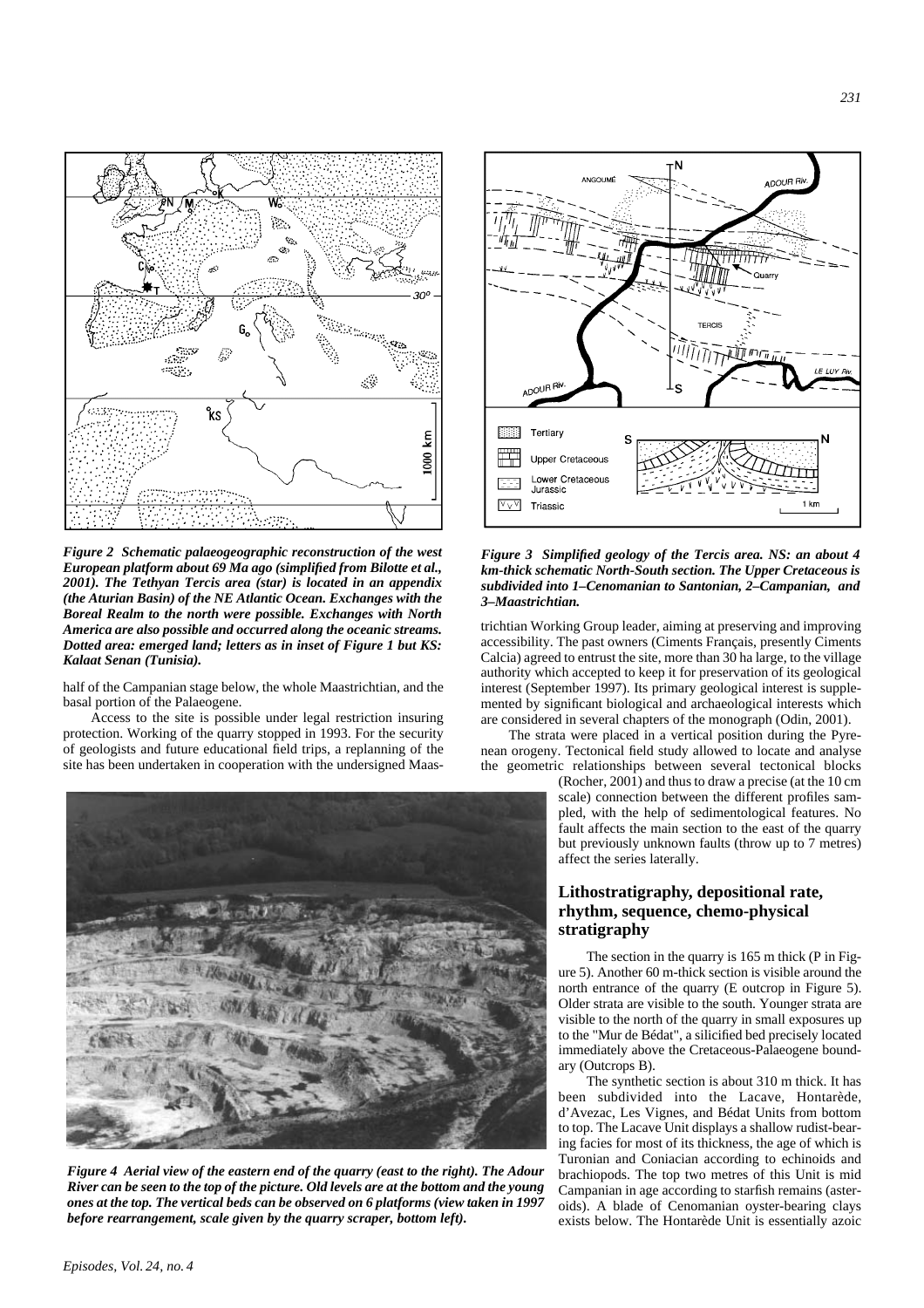*Figure 2 Schematic palaeogeographic reconstruction of the west European platform about 69 Ma ago (simplified from Bilotte et al., 2001). The Tethyan Tercis area (star) is located in an appendix (the Aturian Basin) of the NE Atlantic Ocean. Exchanges with the Boreal Realm to the north were possible. Exchanges with North America are also possible and occurred along the oceanic streams. Dotted area: emerged land; letters as in inset of Figure 1 but KS: Kalaat Senan (Tunisia).*

*Figure 3 Simplified geology of the Tercis area. NS: an about 4 km-thick schematic North-South section. The Upper Cretaceous is subdivided into 1–Cenomanian to Santonian, 2–Campanian, and 3–Maastrichtian.*

half of the Campanian stage below, the whole Maastrichtian, and the basal portion of the Palaeogene.

Access to the site is possible under legal restriction insuring protection. Working of the quarry stopped in 1993. For the security of geologists and future educational field trips, a replanning of the site has been undertaken in cooperation with the undersigned Maastrichtian Working Group leader, aiming at preserving and improving accessibility. The past owners (Ciments Français, presently Ciments Calcia) agreed to entrust the site, more than 30 ha large, to the village authority which accepted to keep it for preservation of its geological interest (September 1997). Its primary geological interest is supplemented by significant biological and archaeological interests which are considered in several chapters of the monograph (Odin, 2001).

The strata were placed in a vertical position during the Pyrenean orogeny. Tectonical field study allowed to locate and analyse the geometric relationships between several tectonical blocks (Rocher, 2001) and thus to draw a precise (at the 10 cm scale) connection between the different profiles sampled, with the help of sedimentological features. No fault affects the main section to the east of the quarry but previously unknown faults (throw up to 7 metres) affect the series laterally.

*Figure 4 Aerial view of the eastern end of the quarry (east to the right). The Adour River can be seen to the top of the picture. Old levels are at the bottom and the young ones at the top. The vertical beds can be observed on 6 platforms (view taken in 1997 before rearrangement, scale given by the quarry scraper, bottom left).*

## Lithostratigraphy, depositional rate, rhythm, sequence, chemo-physical stratigraphy

The section in the quarry is 165 m thick (P in Figure 5). Another 60 m-thick section is visible around the north entrance of the quarry (E outcrop in Figure 5). Older strata are visible to the south. Younger strata are visible to the north of the quarry in small exposures up to the "Mur de Bédat", a silicified bed precisely located immediately above the Cretaceous-Palaeogene boundary (Outcrops B).

The synthetic section is about 310 m thick. It has been subdivided into the Lacave, Hontarède, d'Avezac, Les Vignes, and Bédat Units from bottom to top. The Lacave Unit displays a shallow rudist-bearing facies for most of its thickness, the age of which is Turonian and Coniacian according to echinoids and brachiopods. The top two metres of this Unit is mid Campanian in age according to starfish remains (asteroids). A blade of Cenomanian oyster-bearing clays exists below. The Hontarède Unit is essentially azoic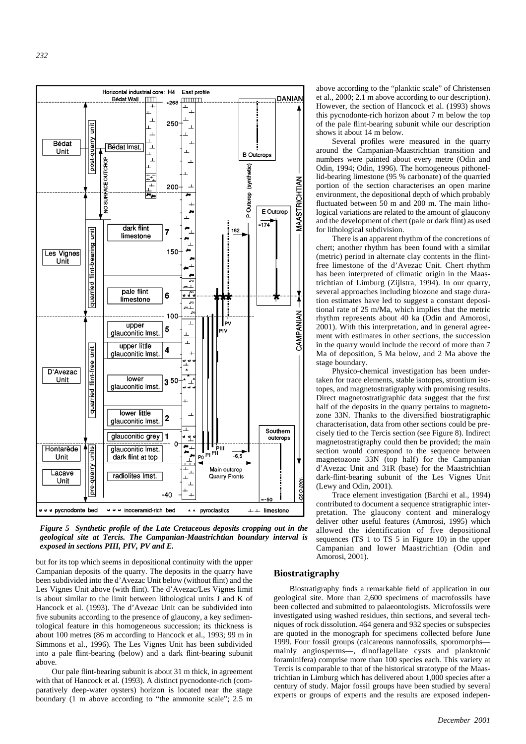*Figure 5 Synthetic profile of the Late Cretaceous deposits cropping out in the geological site at Tercis. The Campanian-Maastrichtian boundary interval is exposed in sections PIII, PIV, PV and E.*

but for its top which seems in depositional continuity with the upper Campanian deposits of the quarry. The deposits in the quarry have been subdivided into the d'Avezac Unit below (without flint) and the Les Vignes Unit above (with flint). The d'Avezac/Les Vignes limit is about similar to the limit between lithological units J and K of Hancock et al. (1993). The d'Avezac Unit can be subdivided into five subunits according to the presence of glaucony, a key sedimentological feature in this homogeneous succession; its thickness is about 100 metres (86 m according to Hancock et al., 1993; 99 m in Simmons et al., 1996). The Les Vignes Unit has been subdivided into a pale flint-bearing (below) and a dark flint-bearing subunit above.

Our pale flint-bearing subunit is about 31 m thick, in agreement with that of Hancock et al. (1993). A distinct pycnodonte-rich (comparatively deep-water oysters) horizon is located near the stage boundary (1 m above according to "the ammonite scale"; 2.5 m above according to the "planktic scale" of Christensen et al., 2000; 2.1 m above according to our description). However, the section of Hancock et al. (1993) shows this pycnodonte-rich horizon about 7 m below the top of the pale flint-bearing subunit while our description shows it about 14 m below.

Several profiles were measured in the quarry around the Campanian-Maastrichtian transition and numbers were painted about every metre (Odin and Odin, 1994; Odin, 1996). The homogeneous pithonellid-bearing limestone (95 % carbonate) of the quarried portion of the section characterises an open marine environment, the depositional depth of which probably fluctuated between 50 m and 200 m. The main lithological variations are related to the amount of glaucony and the development of chert (pale or dark flint) as used for lithological subdivision.

There is an apparent rhythm of the concretions of chert; another rhythm has been found with a similar (metric) period in alternate clay contents in the flint-free limestone of the d'Avezac Unit. Chert rhythm has been interpreted of climatic origin in the Maastrichtian of Limburg (Zijlstra, 1994). In our quarry, several approaches including biozone and stage duration estimates have led to suggest a constant depositional rate of 25 m/Ma, which implies that the metric rhythm represents about 40 ka (Odin and Amorosi, 2001). With this interpretation, and in general agreement with estimates in other sections, the succession in the quarry would include the record of more than 7 Ma of deposition, 5 Ma below, and 2 Ma above the stage boundary.

Physico-chemical investigation has been undertaken for trace elements, stable isotopes, strontium isotopes, and magnetostratigraphy with promising results. Direct magnetostratigraphic data suggest that the first half of the deposits in the quarry pertains to magnetozone 33N. Thanks to the diversified biostratigraphic characterisation, data from other sections could be precisely tied to the Tercis section (see Figure 8). Indirect magnetostratigraphy could then be provided; the main section would correspond to the sequence between magnetozone 33N (top half) for the Campanian d'Avezac Unit and 31R (base) for the Maastrichtian dark-flint-bearing subunit of the Les Vignes Unit (Lewy and Odin, 2001).

Trace element investigation (Barchi et al., 1994) contributed to document a sequence stratigraphic interpretation. The glaucony content and mineralogy deliver other useful features (Amorosi, 1995) which allowed the identification of five depositional sequences (TS 1 to TS 5 in Figure 10) in the upper Campanian and lower Maastrichtian (Odin and Amorosi, 2001).

## Biostratigraphy

Biostratigraphy finds a remarkable field of application in our geological site. More than 2,600 specimens of macrofossils have been collected and submitted to palaeontologists. Microfossils were investigated using washed residues, thin sections, and several techniques of rock dissolution. 464 genera and 932 species or subspecies are quoted in the monograph for specimens collected before June 1999. Four fossil groups (calcareous nannofossils, sporomorphs—mainly angiosperms—, dinoflagellate cysts and planktonic foraminifera) comprise more than 100 species each. This variety at Tercis is comparable to that of the historical stratotype of the Maastrichtian in Limburg which has delivered about 1,000 species after a century of study. Major fossil groups have been studied by several experts or groups of experts and the results are exposed indepen-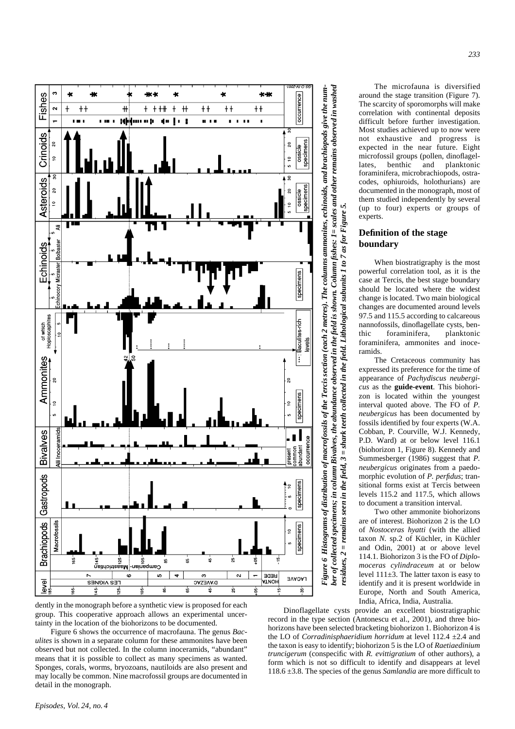*Figure 6 Histograms of distribution of macrofossils of the Tercis section (each 2 metres). The columns ammonites, echinoids, and brachiopods give the number of collected specimens; in column Bivalves, the abundance observed in the field is shown. Column fishes: 1= scales and other remains observed in washed residues, 2 = remains seen in the field, 3 = shark teeth collected in the field. Lithological subunits 1 to 7 as for Figure 5.*

dently in the monograph before a synthetic view is proposed for each group. This cooperative approach allows an experimental uncertainty in the location of the biohorizons to be documented.

Figure 6 shows the occurrence of macrofauna. The genus *Baculites* is shown in a separate column for these ammonites have been observed but not collected. In the column inoceramids, "abundant" means that it is possible to collect as many specimens as wanted. Sponges, corals, worms, bryozoans, nautiloids are also present and may locally be common. Nine macrofossil groups are documented in detail in the monograph.

The microfauna is diversified around the stage transition (Figure 7). The scarcity of sporomorphs will make correlation with continental deposits difficult before further investigation. Most studies achieved up to now were not exhaustive and progress is expected in the near future. Eight microfossil groups (pollen, dinoflagellates, benthic and planktonic foraminifera, microbrachiopods, ostracodes, ophiuroids, holothurians) are documented in the monograph, most of them studied independently by several (up to four) experts or groups of experts.

## Definition of the stage boundary

When biostratigraphy is the most powerful correlation tool, as it is the case at Tercis, the best stage boundary should be located where the widest change is located. Two main biological changes are documented around levels 97.5 and 115.5 according to calcareous nannofossils, dinoflagellate cysts, benthic foraminifera, planktonic foraminifera, ammonites and inoceramids.

The Cretaceous community has expressed its preference for the time of appearance of *Pachydiscus neubergicus* as the **guide-event**. This biohorizon is located within the youngest interval quoted above. The FO of *P. neubergicus* has been documented by fossils identified by four experts (W.A. Cobban, P. Courville, W.J. Kennedy, P.D. Ward) at or below level 116.1 (biohorizon 1, Figure 8). Kennedy and Summesberger (1986) suggest that *P. neubergicus* originates from a paedomorphic evolution of *P. perfidus*; transitional forms exist at Tercis between levels 115.2 and 117.5, which allows to document a transition interval.

Two other ammonite biohorizons are of interest. Biohorizon 2 is the LO of *Nostoceras hyatti* (with the allied taxon *N.* sp.2 of Küchler, in Küchler and Odin, 2001) at or above level 114.1. Biohorizon 3 is the FO of *Diplomoceras cylindraceum* at or below level 111±3. The latter taxon is easy to identify and it is present worldwide in Europe, North and South America, India, Africa, India, Australia.

Dinoflagellate cysts provide an excellent biostratigraphic record in the type section (Antonescu et al., 2001), and three biohorizons have been selected bracketing biohorizon 1. Biohorizon 4 is the LO of *Corradinisphaeridium horridum* at level 112.4 ±2.4 and the taxon is easy to identify; biohorizon 5 is the LO of *Raetiaedinium truncigerum* (conspecific with *R. evittigratium* of other authors), a form which is not so difficult to identify and disappears at level 118.6 ±3.8. The species of the genus *Samlandia* are more difficult to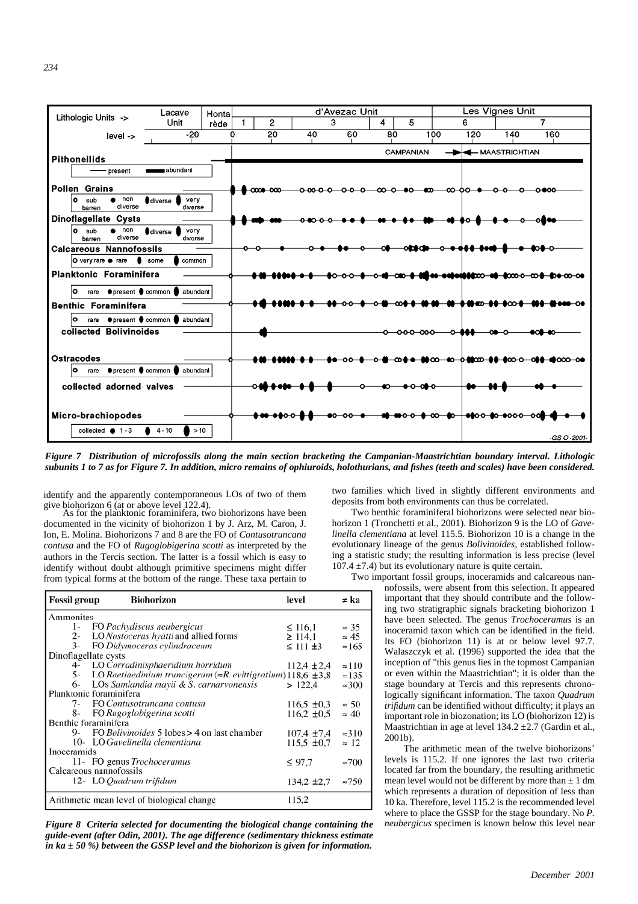*Figure 7 Distribution of microfossils along the main section bracketing the Campanian-Maastrichtian boundary interval. Lithologic subunits 1 to 7 as for Figure 7. In addition, micro remains of ophiuroids, holothurians, and fishes (teeth and scales) have been considered.*

identify and the apparently contemporaneous LOs of two of them give biohorizon 6 (at or above level 122.4).

As for the planktonic foraminifera, two biohorizons have been documented in the vicinity of biohorizon 1 by J. Arz, M. Caron, J. Ion, E. Molina. Biohorizons 7 and 8 are the FO of *Contusotruncana contusa* and the FO of *Rugoglobigerina scotti* as interpreted by the authors in the Tercis section. The latter is a fossil which is easy to identify without doubt although primitive specimens might differ from typical forms at the bottom of the range. These taxa pertain to two families which lived in slightly different environments and deposits from both environments can thus be correlated.

Two benthic foraminiferal biohorizons were selected near biohorizon 1 (Tronchetti et al., 2001). Biohorizon 9 is the LO of *Gavelinella clementiana* at level 115.5. Biohorizon 10 is a change in the evolutionary lineage of the genus *Bolivinoides*, established following a statistic study; the resulting information is less precise (level 107.4 ±7.4) but its evolutionary nature is quite certain.

Two important fossil groups, inoceramids and calcareous nannofossils, were absent from this selection. It appeared important that they should contribute and the following two stratigraphic signals bracketing biohorizon 1 have been selected. The genus *Trochoceramus* is an inoceramid taxon which can be identified in the field. Its FO (biohorizon 11) is at or below level 97.7. Walaszczyk et al. (1996) supported the idea that the inception of "this genus lies in the topmost Campanian or even within the Maastrichtian"; it is older than the stage boundary at Tercis and this represents chronologically significant information. The taxon *Quadrum trifidum* can be identified without difficulty; it plays an important role in biozonation; its LO (biohorizon 12) is Maastrichtian in age at level 134.2 ±2.7 (Gardin et al., 2001b).

The arithmetic mean of the twelve biohorizons' levels is 115.2. If one ignores the last two criteria located far from the boundary, the resulting arithmetic mean level would not be different by more than ± 1 dm which represents a duration of deposition of less than 10 ka. Therefore, level 115.2 is the recommended level where to place the GSSP for the stage boundary. No *P. neubergicus* specimen is known below this level near

| Fossil group | Biohorizon | level | ≠ ka |
|---|---|---|---|
| Ammonites | | | |
| | 1- FO *Pachydiscus neubergicus* | ≤ 116,1 | ≈ 35 |
| | 2- LO *Nostoceras hyatti* and allied forms | ≥ 114,1 | ≈ 45 |
| | 3- FO *Didymoceras cylindraceum* | ≤ 111 ±3 | ≈165 |
| Dinoflagellate cysts | | | |
| | 4- LO *Corradinisphaeridium horridum* | 112,4 ±2,4 | ≈110 |
| | 5- LO *Raetiaedinium truncigerum* (≈*R. evittigratium*) | 118,6 ±3,8 | ≈135 |
| | 6- LOs *Samlandia mayii* & *S. carnarvonensis* | > 122,4 | ≈300 |
| Planktonic foraminifera | | | |
| | 7- FO *Contusotruncana contusa* | 116,5 ±0,3 | ≈ 50 |
| | 8- FO *Rugoglobigerina scotti* | 116,2 ±0,5 | ≈ 40 |
| Benthic foraminifera | | | |
| | 9- FO *Bolivinoides* 5 lobes > 4 on last chamber | 107,4 ±7,4 | ≈310 |
| | 10- LO *Gavelinella clementiana* | 115,5 ±0,7 | ≈ 12 |
| Inoceramids | | | |
| | 11- FO genus *Trochoceramus* | ≤ 97,7 | ≈700 |
| Calcareous nannofossils | | | |
| | 12- LO *Quadrum trifidum* | 134,2 ±2,7 | ≈750 |
| Arithmetic mean level of biological change | | 115,2 | |

*Figure 8 Criteria selected for documenting the biological change containing the guide-event (after Odin, 2001). The age difference (sedimentary thickness estimate in ka ± 50 %) between the GSSP level and the biohorizon is given for information.*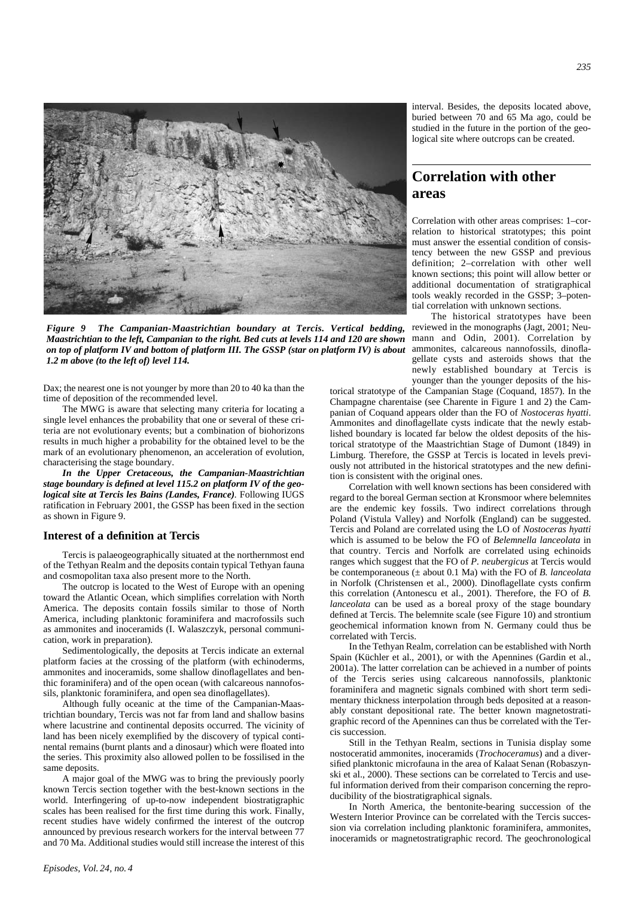*Figure 9 The Campanian-Maastrichtian boundary at Tercis. Vertical bedding, Maastrichtian to the left, Campanian to the right. Bed cuts at levels 114 and 120 are shown on top of platform IV and bottom of platform III. The GSSP (star on platform IV) is about 1.2 m above (to the left of) level 114.*

Dax; the nearest one is not younger by more than 20 to 40 ka than the time of deposition of the recommended level.

The MWG is aware that selecting many criteria for locating a single level enhances the probability that one or several of these criteria are not evolutionary events; but a combination of biohorizons results in much higher a probability for the obtained level to be the mark of an evolutionary phenomenon, an acceleration of evolution, characterising the stage boundary.

***In the Upper Cretaceous, the Campanian-Maastrichtian stage boundary is defined at level 115.2 on platform IV of the geological site at Tercis les Bains (Landes, France)***. Following IUGS ratification in February 2001, the GSSP has been fixed in the section as shown in Figure 9.

### Interest of a definition at Tercis

Tercis is palaeogeographically situated at the northernmost end of the Tethyan Realm and the deposits contain typical Tethyan fauna and cosmopolitan taxa also present more to the North.

The outcrop is located to the West of Europe with an opening toward the Atlantic Ocean, which simplifies correlation with North America. The deposits contain fossils similar to those of North America, including planktonic foraminifera and macrofossils such as ammonites and inoceramids (I. Walaszczyk, personal communication, work in preparation).

Sedimentologically, the deposits at Tercis indicate an external platform facies at the crossing of the platform (with echinoderms, ammonites and inoceramids, some shallow dinoflagellates and benthic foraminifera) and of the open ocean (with calcareous nannofossils, planktonic foraminifera, and open sea dinoflagellates).

Although fully oceanic at the time of the Campanian-Maastrichtian boundary, Tercis was not far from land and shallow basins where lacustrine and continental deposits occurred. The vicinity of land has been nicely exemplified by the discovery of typical continental remains (burnt plants and a dinosaur) which were floated into the series. This proximity also allowed pollen to be fossilised in the same deposits.

A major goal of the MWG was to bring the previously poorly known Tercis section together with the best-known sections in the world. Interfingering of up-to-now independent biostratigraphic scales has been realised for the first time during this work. Finally, recent studies have widely confirmed the interest of the outcrop announced by previous research workers for the interval between 77 and 70 Ma. Additional studies would still increase the interest of this interval. Besides, the deposits located above, buried between 70 and 65 Ma ago, could be studied in the future in the portion of the geological site where outcrops can be created.

## Correlation with other areas

Correlation with other areas comprises: 1–correlation to historical stratotypes; this point must answer the essential condition of consistency between the new GSSP and previous definition; 2–correlation with other well known sections; this point will allow better or additional documentation of stratigraphical tools weakly recorded in the GSSP; 3–potential correlation with unknown sections.

The historical stratotypes have been reviewed in the monographs (Jagt, 2001; Neumann and Odin, 2001). Correlation by ammonites, calcareous nannofossils, dinoflagellate cysts and asteroids shows that the newly established boundary at Tercis is younger than the younger deposits of the historical stratotype of the Campanian Stage (Coquand, 1857). In the Champagne charentaise (see Charente in Figure 1 and 2) the Campanian of Coquand appears older than the FO of *Nostoceras hyatti*. Ammonites and dinoflagellate cysts indicate that the newly established boundary is located far below the oldest deposits of the historical stratotype of the Maastrichtian Stage of Dumont (1849) in Limburg. Therefore, the GSSP at Tercis is located in levels previously not attributed in the historical stratotypes and the new definition is consistent with the original ones.

Correlation with well known sections has been considered with regard to the boreal German section at Kronsmoor where belemnites are the endemic key fossils. Two indirect correlations through Poland (Vistula Valley) and Norfolk (England) can be suggested. Tercis and Poland are correlated using the LO of *Nostoceras hyatti* which is assumed to be below the FO of *Belemnella lanceolata* in that country. Tercis and Norfolk are correlated using echinoids ranges which suggest that the FO of *P. neubergicus* at Tercis would be contemporaneous (± about 0.1 Ma) with the FO of *B. lanceolata* in Norfolk (Christensen et al., 2000). Dinoflagellate cysts confirm this correlation (Antonescu et al., 2001). Therefore, the FO of *B. lanceolata* can be used as a boreal proxy of the stage boundary defined at Tercis. The belemnite scale (see Figure 10) and strontium geochemical information known from N. Germany could thus be correlated with Tercis.

In the Tethyan Realm, correlation can be established with North Spain (Küchler et al., 2001), or with the Apennines (Gardin et al., 2001a). The latter correlation can be achieved in a number of points of the Tercis series using calcareous nannofossils, planktonic foraminifera and magnetic signals combined with short term sedimentary thickness interpolation through beds deposited at a reasonably constant depositional rate. The better known magnetostratigraphic record of the Apennines can thus be correlated with the Tercis succession.

Still in the Tethyan Realm, sections in Tunisia display some nostoceratid ammonites, inoceramids (*Trochoceramus*) and a diversified planktonic microfauna in the area of Kalaat Senan (Robaszynski et al., 2000). These sections can be correlated to Tercis and useful information derived from their comparison concerning the reproducibility of the biostratigraphical signals.

In North America, the bentonite-bearing succession of the Western Interior Province can be correlated with the Tercis succession via correlation including planktonic foraminifera, ammonites, inoceramids or magnetostratigraphic record. The geochronological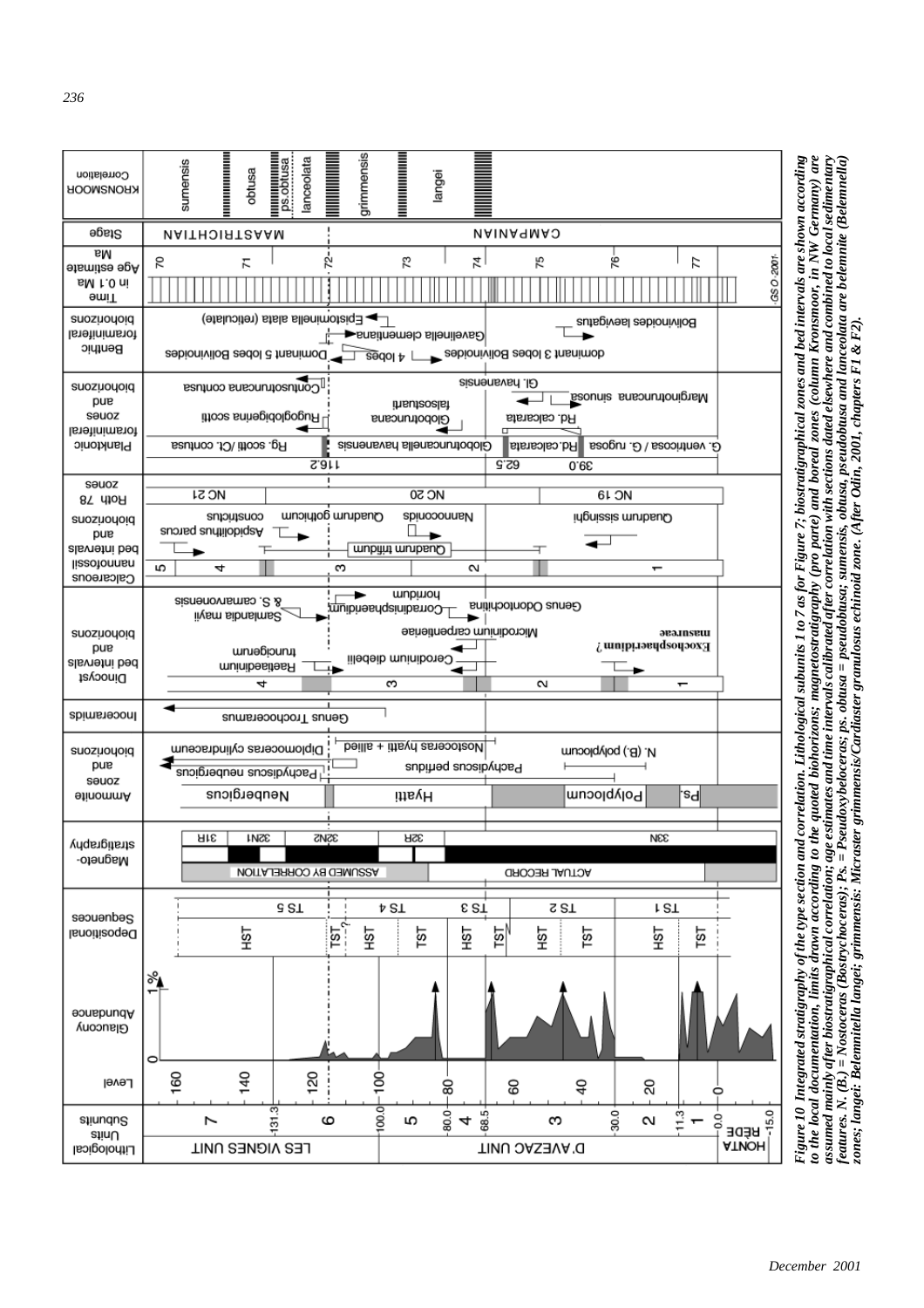*Figure 10 Integrated stratigraphy of the type section and correlation. Lithological subunits 1 to 7 as for Figure 7; biostratigraphical zones and bed intervals are shown according to the local documentation, limits drawn according to the quoted biohorizons; magnetostratigraphy (pro parte) and boreal zones (column Kronsmoor, in NW Germany) are assumed mainly after biostratigraphical correlation; age estimates and time intervals calibrated after correlation with sections dated elsewhere and combined to local sedimentary features. N. (B.) = Nostoceras (Bostrychoceras); Ps. = Pseudoxybeloceras; ps. obtusa = pseudobtusa; sumensis, obtusa, pseudobtusa and lanceolata are belemnite (Belemnella) zones; langei: Belemnitella langei; grimmensis: Micraster grimmensis/Cardiaster granulosus echinoid zone. (After Odin, 2001, chapters F1 & F2).*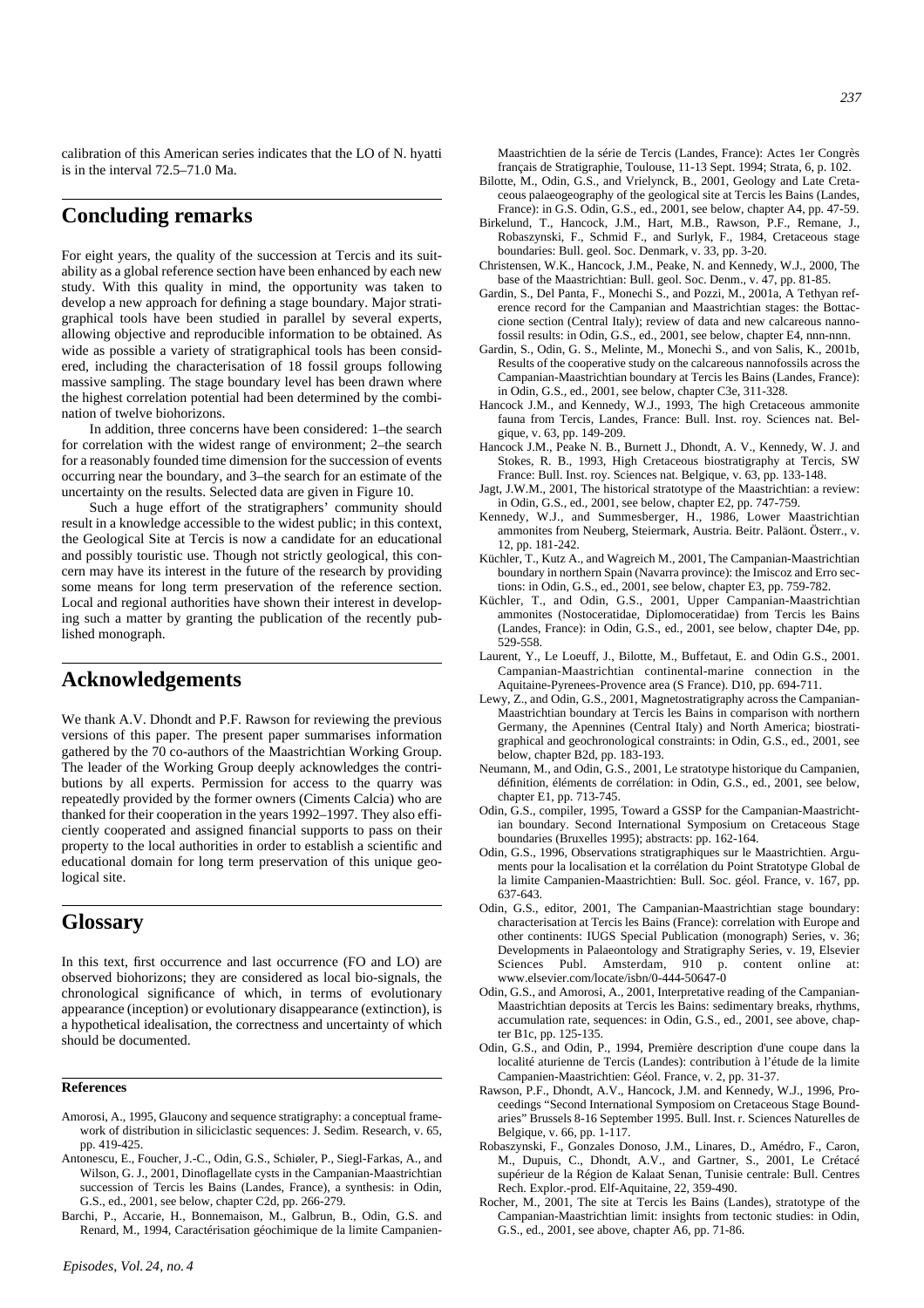calibration of this American series indicates that the LO of N. hyatti is in the interval 72.5–71.0 Ma.

## Concluding remarks

For eight years, the quality of the succession at Tercis and its suitability as a global reference section have been enhanced by each new study. With this quality in mind, the opportunity was taken to develop a new approach for defining a stage boundary. Major stratigraphical tools have been studied in parallel by several experts, allowing objective and reproducible information to be obtained. As wide as possible a variety of stratigraphical tools has been considered, including the characterisation of 18 fossil groups following massive sampling. The stage boundary level has been drawn where the highest correlation potential had been determined by the combination of twelve biohorizons.

In addition, three concerns have been considered: 1–the search for correlation with the widest range of environment; 2–the search for a reasonably founded time dimension for the succession of events occurring near the boundary, and 3–the search for an estimate of the uncertainty on the results. Selected data are given in Figure 10.

Such a huge effort of the stratigraphers' community should result in a knowledge accessible to the widest public; in this context, the Geological Site at Tercis is now a candidate for an educational and possibly touristic use. Though not strictly geological, this concern may have its interest in the future of the research by providing some means for long term preservation of the reference section. Local and regional authorities have shown their interest in developing such a matter by granting the publication of the recently published monograph.

## Acknowledgements

We thank A.V. Dhondt and P.F. Rawson for reviewing the previous versions of this paper. The present paper summarises information gathered by the 70 co-authors of the Maastrichtian Working Group. The leader of the Working Group deeply acknowledges the contributions by all experts. Permission for access to the quarry was repeatedly provided by the former owners (Ciments Calcia) who are thanked for their cooperation in the years 1992–1997. They also efficiently cooperated and assigned financial supports to pass on their property to the local authorities in order to establish a scientific and educational domain for long term preservation of this unique geological site.

## Glossary

In this text, first occurrence and last occurrence (FO and LO) are observed biohorizons; they are considered as local bio-signals, the chronological significance of which, in terms of evolutionary appearance (inception) or evolutionary disappearance (extinction), is a hypothetical idealisation, the correctness and uncertainty of which should be documented.

### References

Amorosi, A., 1995, Glaucony and sequence stratigraphy: a conceptual framework of distribution in siliciclastic sequences: J. Sedim. Research, v. 65, pp. 419-425.

Antonescu, E., Foucher, J.-C., Odin, G.S., Schiøler, P., Siegl-Farkas, A., and Wilson, G. J., 2001, Dinoflagellate cysts in the Campanian-Maastrichtian succession of Tercis les Bains (Landes, France), a synthesis: in Odin, G.S., ed., 2001, see below, chapter C2d, pp. 266-279.

Barchi, P., Accarie, H., Bonnemaison, M., Galbrun, B., Odin, G.S. and Renard, M., 1994, Caractérisation géochimique de la limite Campanien-Maastrichtien de la série de Tercis (Landes, France): Actes 1er Congrès français de Stratigraphie, Toulouse, 11-13 Sept. 1994; Strata, 6, p. 102.

Bilotte, M., Odin, G.S., and Vrielynck, B., 2001, Geology and Late Cretaceous palaeogeography of the geological site at Tercis les Bains (Landes, France): in G.S. Odin, G.S., ed., 2001, see below, chapter A4, pp. 47-59.

Birkelund, T., Hancock, J.M., Hart, M.B., Rawson, P.F., Remane, J., Robaszynski, F., Schmid F., and Surlyk, F., 1984, Cretaceous stage boundaries: Bull. geol. Soc. Denmark, v. 33, pp. 3-20.

Christensen, W.K., Hancock, J.M., Peake, N. and Kennedy, W.J., 2000, The base of the Maastrichtian: Bull. geol. Soc. Denm., v. 47, pp. 81-85.

Gardin, S., Del Panta, F., Monechi S., and Pozzi, M., 2001a, A Tethyan reference record for the Campanian and Maastrichtian stages: the Bottaccione section (Central Italy); review of data and new calcareous nannofossil results: in Odin, G.S., ed., 2001, see below, chapter E4, nnn-nnn.

Gardin, S., Odin, G. S., Melinte, M., Monechi S., and von Salis, K., 2001b, Results of the cooperative study on the calcareous nannofossils across the Campanian-Maastrichtian boundary at Tercis les Bains (Landes, France): in Odin, G.S., ed., 2001, see below, chapter C3e, 311-328.

Hancock J.M., and Kennedy, W.J., 1993, The high Cretaceous ammonite fauna from Tercis, Landes, France: Bull. Inst. roy. Sciences nat. Belgique, v. 63, pp. 149-209.

Hancock J.M., Peake N. B., Burnett J., Dhondt, A. V., Kennedy, W. J. and Stokes, R. B., 1993, High Cretaceous biostratigraphy at Tercis, SW France: Bull. Inst. roy. Sciences nat. Belgique, v. 63, pp. 133-148.

Jagt, J.W.M., 2001, The historical stratotype of the Maastrichtian: a review: in Odin, G.S., ed., 2001, see below, chapter E2, pp. 747-759.

Kennedy, W.J., and Summesberger, H., 1986, Lower Maastrichtian ammonites from Neuberg, Steiermark, Austria. Beitr. Paläont. Österr., v. 12, pp. 181-242.

Küchler, T., Kutz A., and Wagreich M., 2001, The Campanian-Maastrichtian boundary in northern Spain (Navarra province): the Imiscoz and Erro sections: in Odin, G.S., ed., 2001, see below, chapter E3, pp. 759-782.

Küchler, T., and Odin, G.S., 2001, Upper Campanian-Maastrichtian ammonites (Nostoceratidae, Diplomoceratidae) from Tercis les Bains (Landes, France): in Odin, G.S., ed., 2001, see below, chapter D4e, pp. 529-558.

Laurent, Y., Le Loeuff, J., Bilotte, M., Buffetaut, E. and Odin G.S., 2001. Campanian-Maastrichtian continental-marine connection in the Aquitaine-Pyrenees-Provence area (S France). D10, pp. 694-711.

Lewy, Z., and Odin, G.S., 2001, Magnetostratigraphy across the Campanian-Maastrichtian boundary at Tercis les Bains in comparison with northern Germany, the Apennines (Central Italy) and North America; biostratigraphical and geochronological constraints: in Odin, G.S., ed., 2001, see below, chapter B2d, pp. 183-193.

Neumann, M., and Odin, G.S., 2001, Le stratotype historique du Campanien, définition, éléments de corrélation: in Odin, G.S., ed., 2001, see below, chapter E1, pp. 713-745.

Odin, G.S., compiler, 1995, Toward a GSSP for the Campanian-Maastrichtian boundary. Second International Symposium on Cretaceous Stage boundaries (Bruxelles 1995); abstracts: pp. 162-164.

Odin, G.S., 1996, Observations stratigraphiques sur le Maastrichtien. Arguments pour la localisation et la corrélation du Point Stratotype Global de la limite Campanien-Maastrichtien: Bull. Soc. géol. France, v. 167, pp. 637-643.

Odin, G.S., editor, 2001, The Campanian-Maastrichtian stage boundary: characterisation at Tercis les Bains (France): correlation with Europe and other continents: IUGS Special Publication (monograph) Series, v. 36; Developments in Palaeontology and Stratigraphy Series, v. 19, Elsevier Sciences Publ. Amsterdam, 910 p. content online at: www.elsevier.com/locate/isbn/0-444-50647-0

Odin, G.S., and Amorosi, A., 2001, Interpretative reading of the Campanian-Maastrichtian deposits at Tercis les Bains: sedimentary breaks, rhythms, accumulation rate, sequences: in Odin, G.S., ed., 2001, see above, chapter B1c, pp. 125-135.

Odin, G.S., and Odin, P., 1994, Première description d'une coupe dans la localité aturienne de Tercis (Landes): contribution à l'étude de la limite Campanien-Maastrichtien: Géol. France, v. 2, pp. 31-37.

Rawson, P.F., Dhondt, A.V., Hancock, J.M. and Kennedy, W.J., 1996, Proceedings "Second International Symposiom on Cretaceous Stage Boundaries" Brussels 8-16 September 1995. Bull. Inst. r. Sciences Naturelles de Belgique, v. 66, pp. 1-117.

Robaszynski, F., Gonzales Donoso, J.M., Linares, D., Amédro, F., Caron, M., Dupuis, C., Dhondt, A.V., and Gartner, S., 2001, Le Crétacé supérieur de la Région de Kalaat Senan, Tunisie centrale: Bull. Centres Rech. Explor.-prod. Elf-Aquitaine, 22, 359-490.

Rocher, M., 2001, The site at Tercis les Bains (Landes), stratotype of the Campanian-Maastrichtian limit: insights from tectonic studies: in Odin, G.S., ed., 2001, see above, chapter A6, pp. 71-86.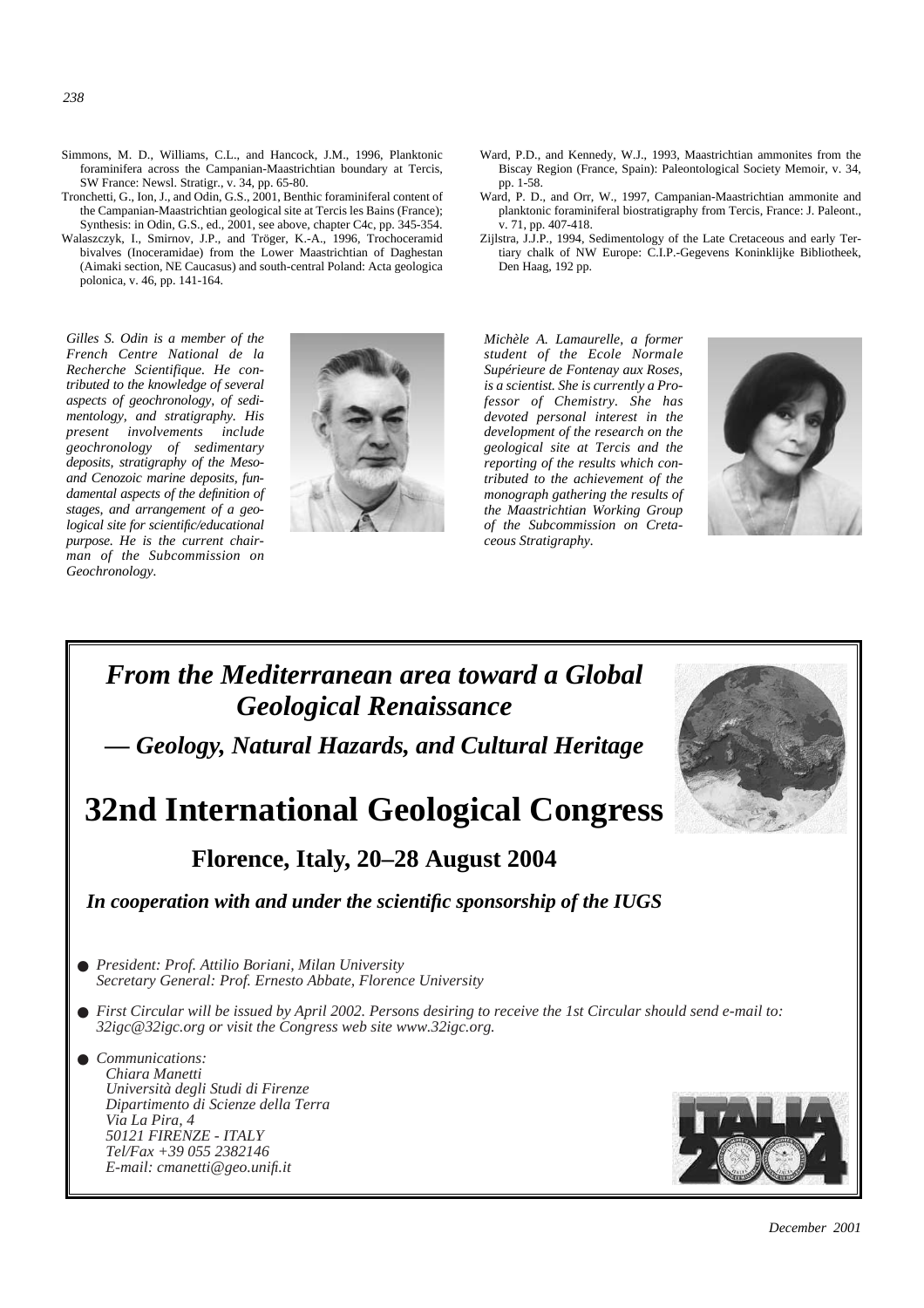Simmons, M. D., Williams, C.L., and Hancock, J.M., 1996, Planktonic foraminifera across the Campanian-Maastrichtian boundary at Tercis, SW France: Newsl. Stratigr., v. 34, pp. 65-80.

Tronchetti, G., Ion, J., and Odin, G.S., 2001, Benthic foraminiferal content of the Campanian-Maastrichtian geological site at Tercis les Bains (France); Synthesis: in Odin, G.S., ed., 2001, see above, chapter C4c, pp. 345-354.

Walaszczyk, I., Smirnov, J.P., and Tröger, K.-A., 1996, Trochoceramid bivalves (Inoceramidae) from the Lower Maastrichtian of Daghestan (Aimaki section, NE Caucasus) and south-central Poland: Acta geologica polonica, v. 46, pp. 141-164.

Ward, P.D., and Kennedy, W.J., 1993, Maastrichtian ammonites from the Biscay Region (France, Spain): Paleontological Society Memoir, v. 34, pp. 1-58.

Ward, P. D., and Orr, W., 1997, Campanian-Maastrichtian ammonite and planktonic foraminiferal biostratigraphy from Tercis, France: J. Paleont., v. 71, pp. 407-418.

Zijlstra, J.J.P., 1994, Sedimentology of the Late Cretaceous and early Tertiary chalk of NW Europe: C.I.P.-Gegevens Koninklijke Bibliotheek, Den Haag, 192 pp.

*Gilles S. Odin is a member of the French Centre National de la Recherche Scientifique. He contributed to the knowledge of several aspects of geochronology, of sedimentology, and stratigraphy. His present involvements include geochronology of sedimentary deposits, stratigraphy of the Meso- and Cenozoic marine deposits, fundamental aspects of the definition of stages, and arrangement of a geological site for scientific/educational purpose. He is the current chairman of the Subcommission on Geochronology.*

*Michèle A. Lamaurelle, a former student of the Ecole Normale Supérieure de Fontenay aux Roses, is a scientist. She is currently a Professor of Chemistry. She has devoted personal interest in the development of the research on the geological site at Tercis and the reporting of the results which contributed to the achievement of the monograph gathering the results of the Maastrichtian Working Group of the Subcommission on Cretaceous Stratigraphy.*

## *From the Mediterranean area toward a Global Geological Renaissance*

### *— Geology, Natural Hazards, and Cultural Heritage*

# 32nd International Geological Congress

## Florence, Italy, 20–28 August 2004

***In cooperation with and under the scientific sponsorship of the IUGS***

- *President: Prof. Attilio Boriani, Milan University*
  *Secretary General: Prof. Ernesto Abbate, Florence University*
- *First Circular will be issued by April 2002. Persons desiring to receive the 1st Circular should send e-mail to: 32igc@32igc.org or visit the Congress web site www.32igc.org.*
- *Communications:*
  *Chiara Manetti*
  *Università degli Studi di Firenze*
  *Dipartimento di Scienze della Terra*
  *Via La Pira, 4*
  *50121 FIRENZE - ITALY*
  *Tel/Fax +39 055 2382146*
  *E-mail: cmanetti@geo.unifi.it*

ITALIA 2004